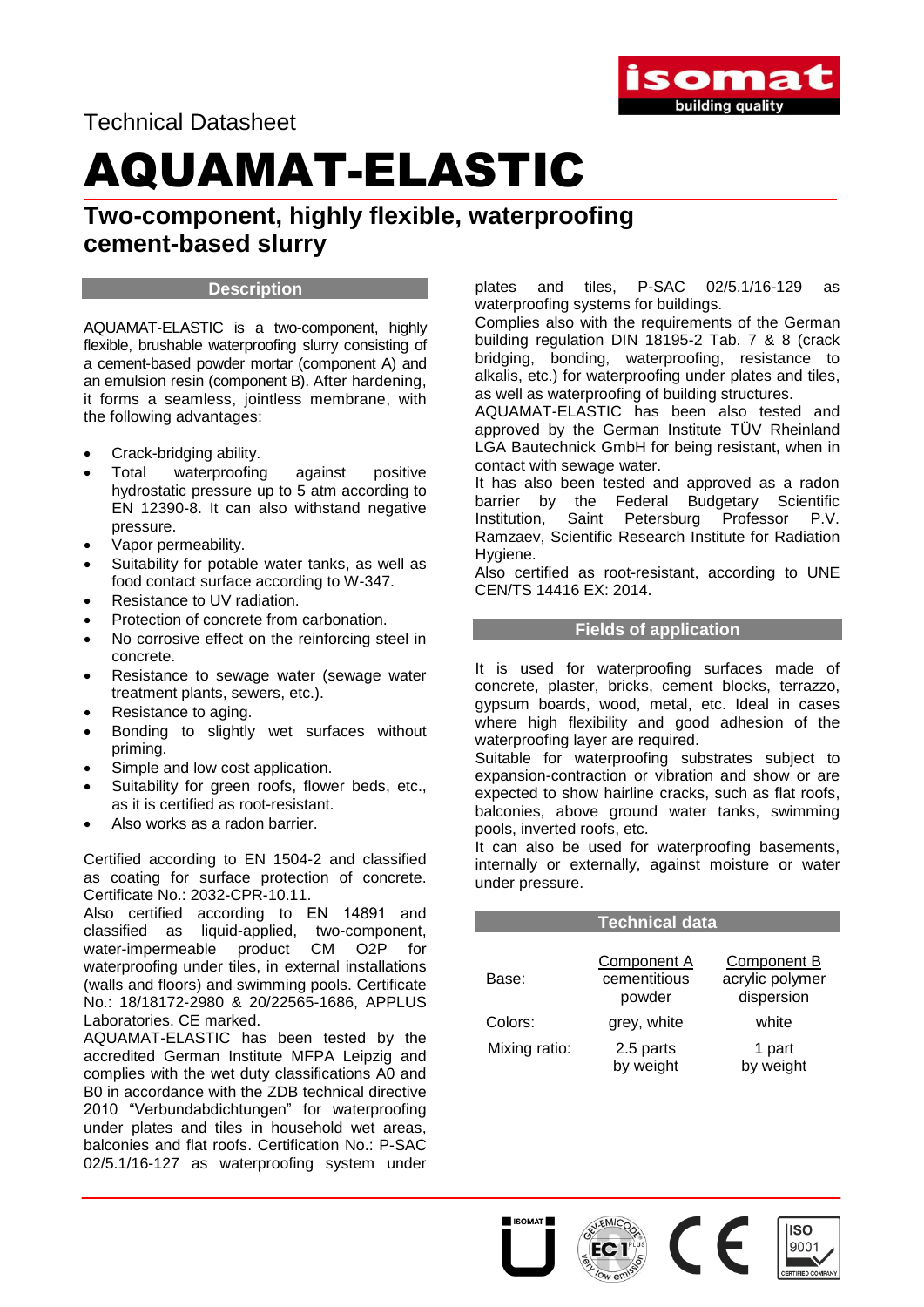Technical Datasheet

# AQUAMAT-ELASTIC

## Two-component, highly flexible, waterproofing cement-based slurry

### Description

AQUAMAT-ELASTIC is a two-component, highly flexible, brushable waterproofing slurry consisting of a cement-based powder mortar (component A) and an emulsion resin (component B). After hardening, it forms a seamless, jointless membrane, with the following advantages:

- Crack-bridging ability.
- Total waterproofing against positive hydrostatic pressure up to 5 atm according to EN 12390-8. It can also withstand negative pressure.
- Vapor permeability.
- Suitability for potable water tanks, as well as food contact surface according to W-347.
- Resistance to UV radiation.
- Protection of concrete from carbonation.
- No corrosive effect on the reinforcing steel in concrete.
- Resistance to sewage water (sewage water treatment plants, sewers, etc.).
- Resistance to aging.
- Bonding to slightly wet surfaces without priming.
- Simple and low cost application.
- Suitability for green roofs, flower beds, etc., as it is certified as root-resistant.
- Also works as a radon barrier.

Certified according to EN 1504-2 and classified as coating for surface protection of concrete. Certificate No.: 2032-CPR-10.11.

Also certified according to EN 14891 and classified as liquid-applied, two-component, water-impermeable product CM O2P for waterproofing under tiles, in external installations (walls and floors) and swimming pools. Certificate No.: 18/18172-2980 & 20/22565-1686, APPLUS Laboratories. CE marked.

AQUAMAT-ELASTIC has been tested by the accredited German Institute MFPA Leipzig and complies with the wet duty classifications A0 and B0 in accordance with the ZDB technical directive 2010 "Verbundabdichtungen" for waterproofing under plates and tiles in household wet areas, balconies and flat roofs. Certification No.: P-SAC 02/5.1/16-127 as waterproofing system under plates and tiles, P-SAC 02/5.1/16-129 as waterproofing systems for buildings.

Complies also with the requirements of the German building regulation DIN 18195-2 Tab. 7 & 8 (crack bridging, bonding, waterproofing, resistance to alkalis, etc.) for waterproofing under plates and tiles, as well as waterproofing of building structures.

AQUAMAT-ELASTIC has been also tested and approved by the German Institute TÜV Rheinland LGA Bautechnick GmbH for being resistant, when in contact with sewage water.

It has also been tested and approved as a radon barrier by the Federal Budgetary Scientific Institution, Saint Petersburg Professor P.V. Ramzaev, Scientific Research Institute for Radiation Hygiene.

Also certified as root-resistant, according to UNE CEN/TS 14416 EX: 2014.

### Fields of application

It is used for waterproofing surfaces made of concrete, plaster, bricks, cement blocks, terrazzo, gypsum boards, wood, metal, etc. Ideal in cases where high flexibility and good adhesion of the waterproofing layer are required.

Suitable for waterproofing substrates subject to expansion-contraction or vibration and show or are expected to show hairline cracks, such as flat roofs, balconies, above ground water tanks, swimming pools, inverted roofs, etc.

It can also be used for waterproofing basements, internally or externally, against moisture or water under pressure.

### Technical data

| | Component A | Component B |
|---|---|---|
| Base: | cementitious powder | acrylic polymer dispersion |
| Colors: | grey, white | white |
| Mixing ratio: | 2.5 parts by weight | 1 part by weight |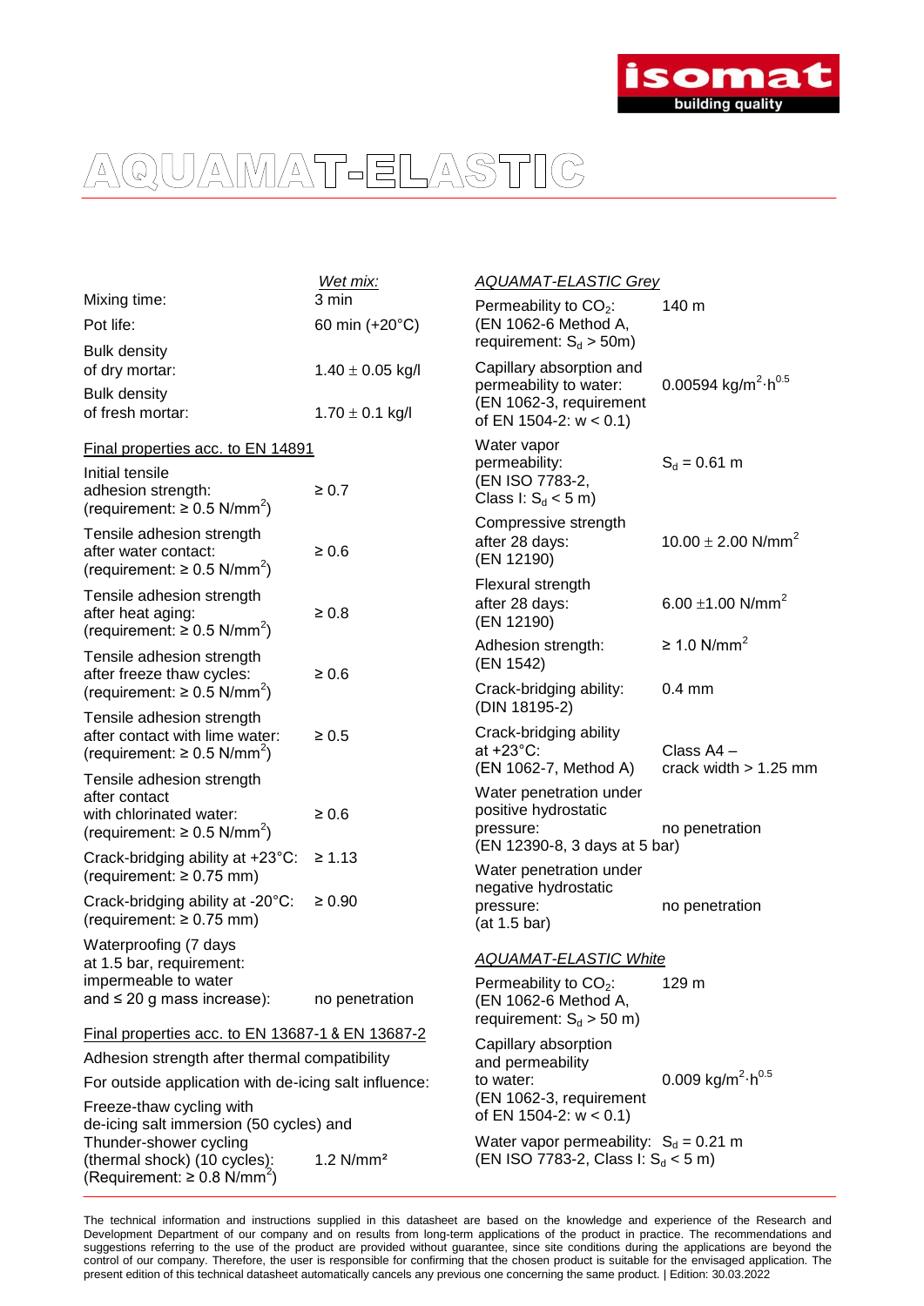# AQUAMAT-ELASTIC

| | *Wet mix:* |
|---|---|
| Mixing time: | 3 min |
| Pot life: | 60 min (+20°C) |
| Bulk density of dry mortar: | 1.40 ± 0.05 kg/l |
| Bulk density of fresh mortar: | 1.70 ± 0.1 kg/l |

<u>Final properties acc. to EN 14891</u>

| | |
|---|---|
| Initial tensile adhesion strength: (requirement: ≥ 0.5 N/mm$^2$) | ≥ 0.7 |
| Tensile adhesion strength after water contact: (requirement: ≥ 0.5 N/mm$^2$) | ≥ 0.6 |
| Tensile adhesion strength after heat aging: (requirement: ≥ 0.5 N/mm$^2$) | ≥ 0.8 |
| Tensile adhesion strength after freeze thaw cycles: (requirement: ≥ 0.5 N/mm$^2$) | ≥ 0.6 |
| Tensile adhesion strength after contact with lime water: (requirement: ≥ 0.5 N/mm$^2$) | ≥ 0.5 |
| Tensile adhesion strength after contact with chlorinated water: (requirement: ≥ 0.5 N/mm$^2$) | ≥ 0.6 |
| Crack-bridging ability at +23°C: (requirement: ≥ 0.75 mm) | ≥ 1.13 |
| Crack-bridging ability at -20°C: (requirement: ≥ 0.75 mm) | ≥ 0.90 |
| Waterproofing (7 days at 1.5 bar, requirement: impermeable to water and ≤ 20 g mass increase): | no penetration |

<u>Final properties acc. to EN 13687-1 & EN 13687-2</u>

Adhesion strength after thermal compatibility

For outside application with de-icing salt influence:

| | |
|---|---|
| Freeze-thaw cycling with de-icing salt immersion (50 cycles) and Thunder-shower cycling (thermal shock) (10 cycles): (Requirement: ≥ 0.8 N/mm$^2$) | 1.2 N/mm² |

<u>AQUAMAT-ELASTIC Grey</u>

| | |
|---|---|
| Permeability to $CO_2$: (EN 1062-6 Method A, requirement: $S_d$ > 50m) | 140 m |
| Capillary absorption and permeability to water: (EN 1062-3, requirement of EN 1504-2: w < 0.1) | 0.00594 kg/m$^2$·h$^{0.5}$ |
| Water vapor permeability: (EN ISO 7783-2, Class I: $S_d$ < 5 m) | $S_d$ = 0.61 m |
| Compressive strength after 28 days: (EN 12190) | 10.00 ± 2.00 N/mm$^2$ |
| Flexural strength after 28 days: (EN 12190) | 6.00 ±1.00 N/mm$^2$ |
| Adhesion strength: (EN 1542) | ≥ 1.0 N/mm$^2$ |
| Crack-bridging ability: (DIN 18195-2) | 0.4 mm |
| Crack-bridging ability at +23°C: (EN 1062-7, Method A) | Class A4 – crack width > 1.25 mm |
| Water penetration under positive hydrostatic pressure: (EN 12390-8, 3 days at 5 bar) | no penetration |
| Water penetration under negative hydrostatic pressure: (at 1.5 bar) | no penetration |

<u>AQUAMAT-ELASTIC White</u>

| | |
|---|---|
| Permeability to $CO_2$: (EN 1062-6 Method A, requirement: $S_d$ > 50 m) | 129 m |
| Capillary absorption and permeability to water: (EN 1062-3, requirement of EN 1504-2: w < 0.1) | 0.009 kg/m$^2$·h$^{0.5}$ |
| Water vapor permeability: (EN ISO 7783-2, Class I: $S_d$ < 5 m) | $S_d$ = 0.21 m |

The technical information and instructions supplied in this datasheet are based on the knowledge and experience of the Research and Development Department of our company and on results from long-term applications of the product in practice. The recommendations and suggestions referring to the use of the product are provided without guarantee, since site conditions during the applications are beyond the control of our company. Therefore, the user is responsible for confirming that the chosen product is suitable for the envisaged application. The present edition of this technical datasheet automatically cancels any previous one concerning the same product. | Edition: 30.03.2022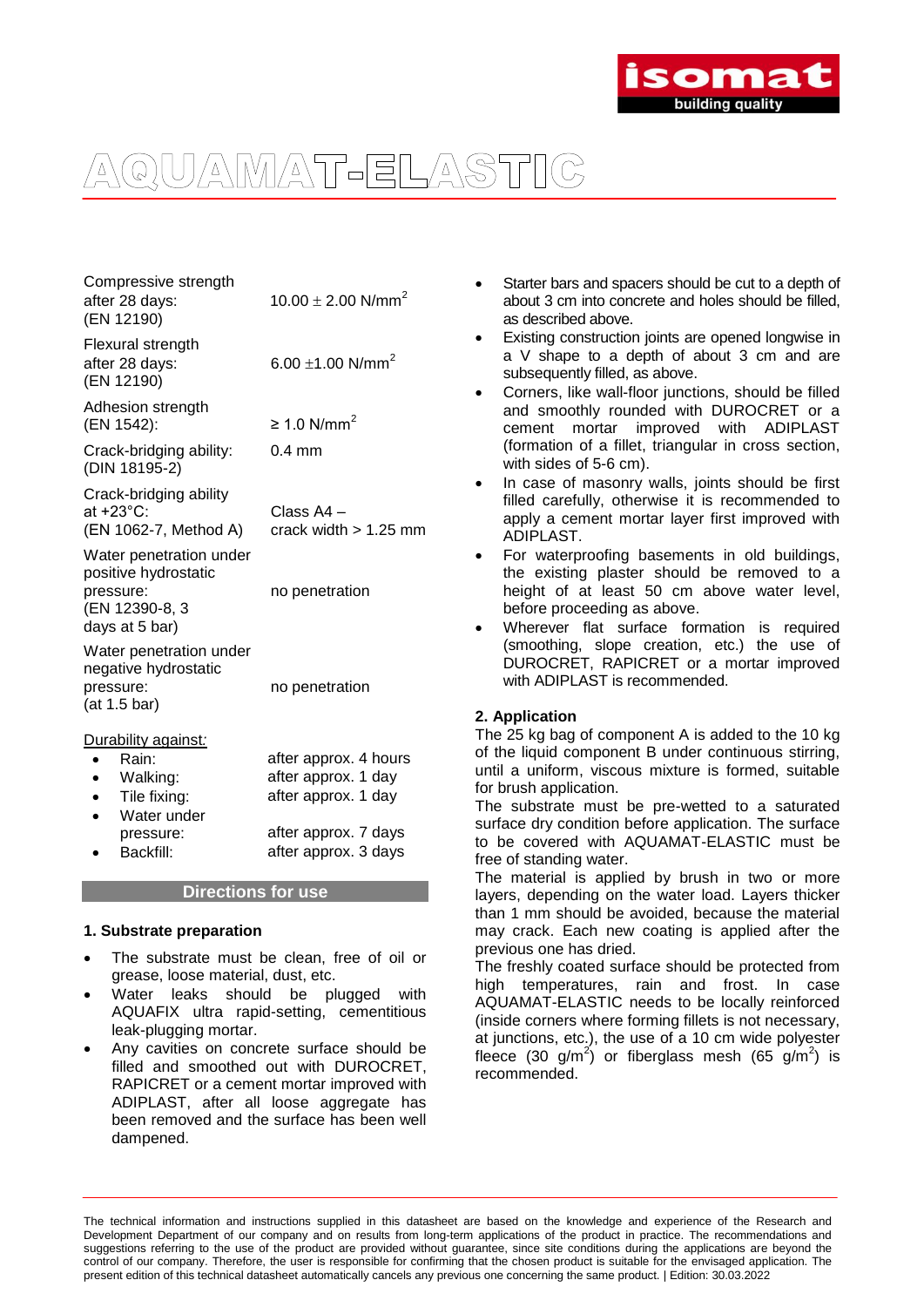# AQUAMAT-ELASTIC

| | |
|---|---|
| Compressive strength after 28 days: (EN 12190) | 10.00 ± 2.00 N/mm$^2$ |
| Flexural strength after 28 days: (EN 12190) | 6.00 ±1.00 N/mm$^2$ |
| Adhesion strength (EN 1542): | ≥ 1.0 N/mm$^2$ |
| Crack-bridging ability: (DIN 18195-2) | 0.4 mm |
| Crack-bridging ability at +23°C: (EN 1062-7, Method A) | Class A4 – crack width > 1.25 mm |
| Water penetration under positive hydrostatic pressure: (EN 12390-8, 3 days at 5 bar) | no penetration |
| Water penetration under negative hydrostatic pressure: (at 1.5 bar) | no penetration |

Durability against:

- Rain: after approx. 4 hours
- Walking: after approx. 1 day
- Tile fixing: after approx. 1 day
- Water under pressure: after approx. 7 days
- Backfill: after approx. 3 days

## Directions for use

### 1. Substrate preparation

- The substrate must be clean, free of oil or grease, loose material, dust, etc.
- Water leaks should be plugged with AQUAFIX ultra rapid-setting, cementitious leak-plugging mortar.
- Any cavities on concrete surface should be filled and smoothed out with DUROCRET, RAPICRET or a cement mortar improved with ADIPLAST, after all loose aggregate has been removed and the surface has been well dampened.
- Starter bars and spacers should be cut to a depth of about 3 cm into concrete and holes should be filled, as described above.
- Existing construction joints are opened longwise in a V shape to a depth of about 3 cm and are subsequently filled, as above.
- Corners, like wall-floor junctions, should be filled and smoothly rounded with DUROCRET or a cement mortar improved with ADIPLAST (formation of a fillet, triangular in cross section, with sides of 5-6 cm).
- In case of masonry walls, joints should be first filled carefully, otherwise it is recommended to apply a cement mortar layer first improved with ADIPLAST.
- For waterproofing basements in old buildings, the existing plaster should be removed to a height of at least 50 cm above water level, before proceeding as above.
- Wherever flat surface formation is required (smoothing, slope creation, etc.) the use of DUROCRET, RAPICRET or a mortar improved with ADIPLAST is recommended.

### 2. Application

The 25 kg bag of component A is added to the 10 kg of the liquid component B under continuous stirring, until a uniform, viscous mixture is formed, suitable for brush application.

The substrate must be pre-wetted to a saturated surface dry condition before application. The surface to be covered with AQUAMAT-ELASTIC must be free of standing water.

The material is applied by brush in two or more layers, depending on the water load. Layers thicker than 1 mm should be avoided, because the material may crack. Each new coating is applied after the previous one has dried.

The freshly coated surface should be protected from high temperatures, rain and frost. In case AQUAMAT-ELASTIC needs to be locally reinforced (inside corners where forming fillets is not necessary, at junctions, etc.), the use of a 10 cm wide polyester fleece (30 g/m$^2$) or fiberglass mesh (65 g/m$^2$) is recommended.

The technical information and instructions supplied in this datasheet are based on the knowledge and experience of the Research and Development Department of our company and on results from long-term applications of the product in practice. The recommendations and suggestions referring to the use of the product are provided without guarantee, since site conditions during the applications are beyond the control of our company. Therefore, the user is responsible for confirming that the chosen product is suitable for the envisaged application. The present edition of this technical datasheet automatically cancels any previous one concerning the same product. | Edition: 30.03.2022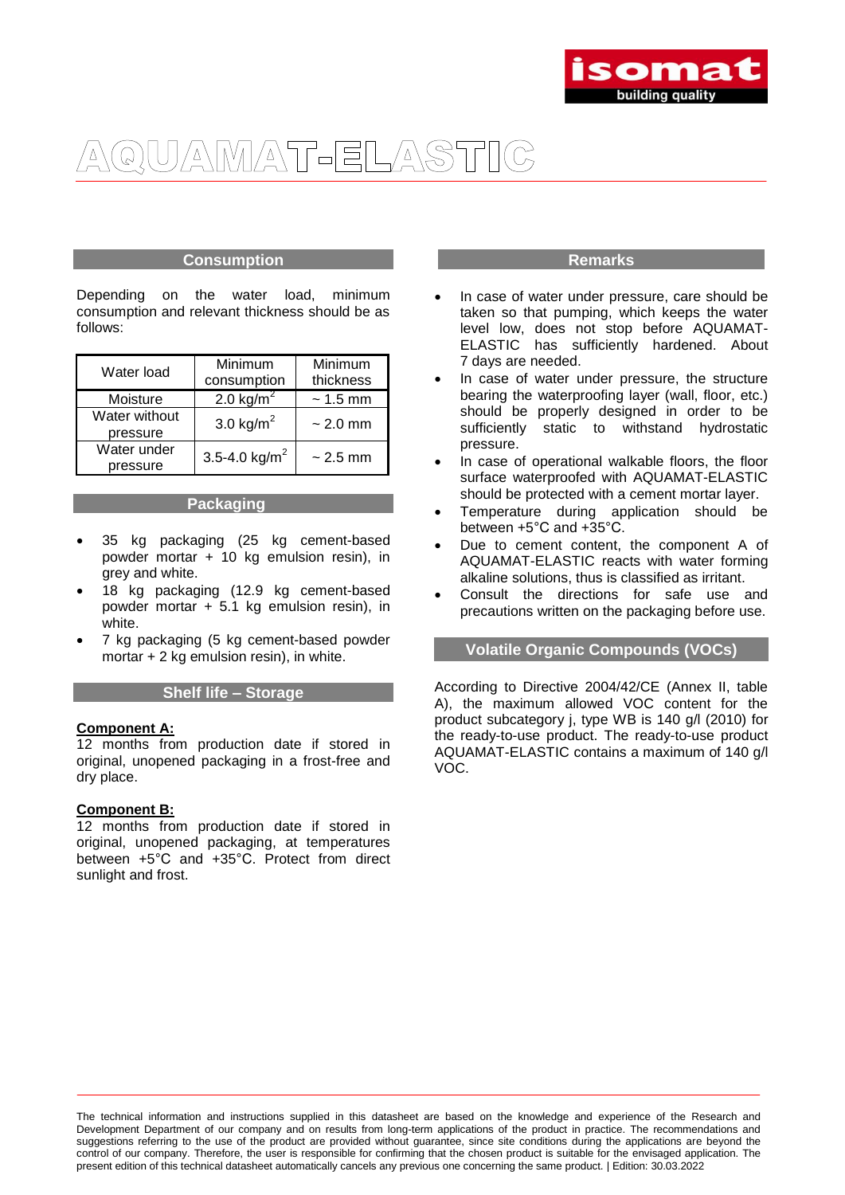# AQUAMAT-ELASTIC

## Consumption

Depending on the water load, minimum consumption and relevant thickness should be as follows:

| Water load | Minimum consumption | Minimum thickness |
|---|---|---|
| Moisture | 2.0 kg/m$^2$ | ~ 1.5 mm |
| Water without pressure | 3.0 kg/m$^2$ | ~ 2.0 mm |
| Water under pressure | 3.5-4.0 kg/m$^2$ | ~ 2.5 mm |

## Packaging

- 35 kg packaging (25 kg cement-based powder mortar + 10 kg emulsion resin), in grey and white.
- 18 kg packaging (12.9 kg cement-based powder mortar + 5.1 kg emulsion resin), in white.
- 7 kg packaging (5 kg cement-based powder mortar + 2 kg emulsion resin), in white.

## Shelf life – Storage

**Component A:**
12 months from production date if stored in original, unopened packaging in a frost-free and dry place.

**Component B:**
12 months from production date if stored in original, unopened packaging, at temperatures between +5°C and +35°C. Protect from direct sunlight and frost.

## Remarks

- In case of water under pressure, care should be taken so that pumping, which keeps the water level low, does not stop before AQUAMAT-ELASTIC has sufficiently hardened. About 7 days are needed.
- In case of water under pressure, the structure bearing the waterproofing layer (wall, floor, etc.) should be properly designed in order to be sufficiently static to withstand hydrostatic pressure.
- In case of operational walkable floors, the floor surface waterproofed with AQUAMAT-ELASTIC should be protected with a cement mortar layer.
- Temperature during application should be between +5°C and +35°C.
- Due to cement content, the component A of AQUAMAT-ELASTIC reacts with water forming alkaline solutions, thus is classified as irritant.
- Consult the directions for safe use and precautions written on the packaging before use.

## Volatile Organic Compounds (VOCs)

According to Directive 2004/42/CE (Annex II, table A), the maximum allowed VOC content for the product subcategory j, type WB is 140 g/l (2010) for the ready-to-use product. The ready-to-use product AQUAMAT-ELASTIC contains a maximum of 140 g/l VOC.

The technical information and instructions supplied in this datasheet are based on the knowledge and experience of the Research and Development Department of our company and on results from long-term applications of the product in practice. The recommendations and suggestions referring to the use of the product are provided without guarantee, since site conditions during the applications are beyond the control of our company. Therefore, the user is responsible for confirming that the chosen product is suitable for the envisaged application. The present edition of this technical datasheet automatically cancels any previous one concerning the same product. | Edition: 30.03.2022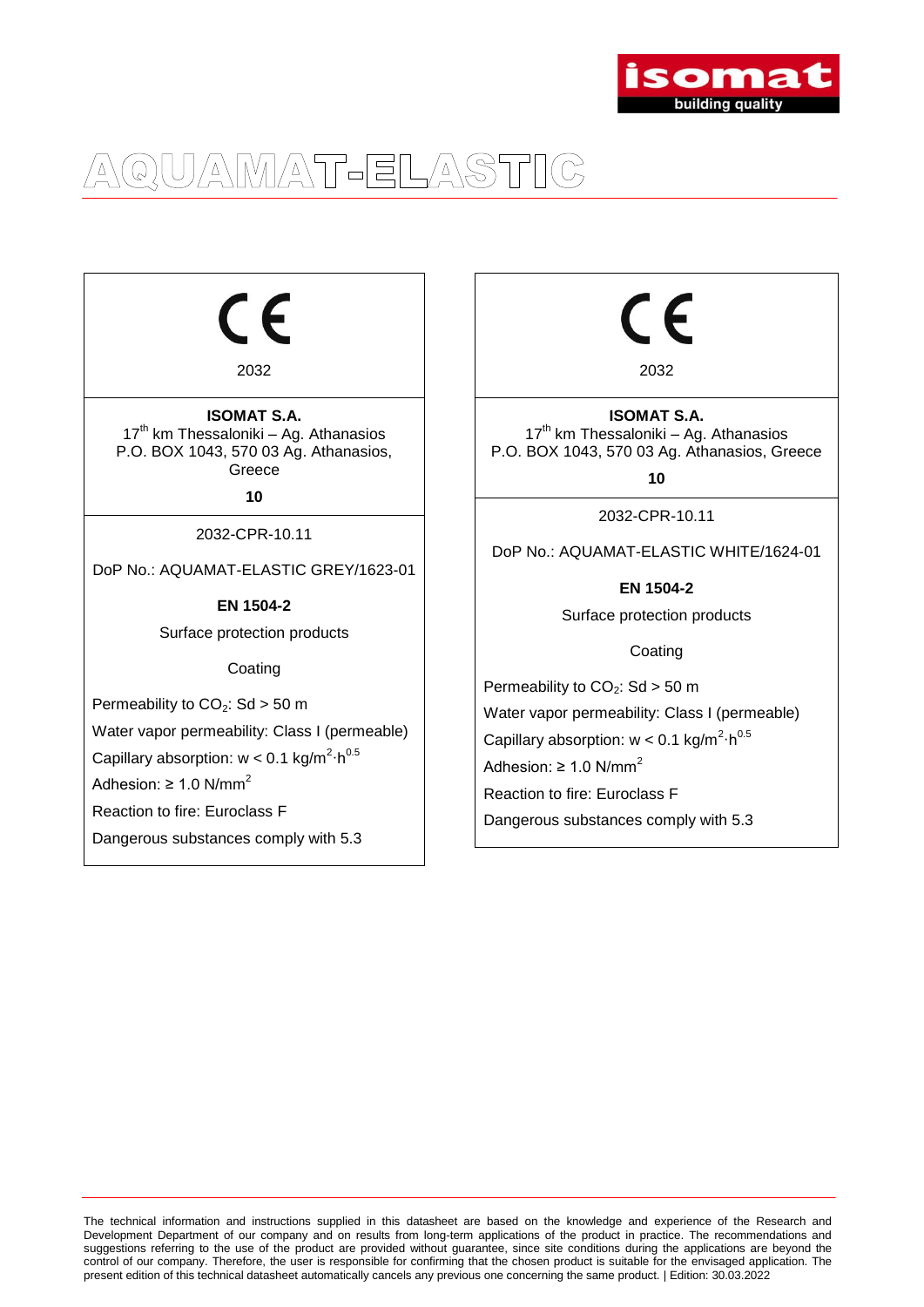# AQUAMAT-ELASTIC

CE

2032

**ISOMAT S.A.**
17th km Thessaloniki – Ag. Athanasios
P.O. BOX 1043, 570 03 Ag. Athanasios, Greece

**10**

2032-CPR-10.11

DoP No.: AQUAMAT-ELASTIC GREY/1623-01

**EN 1504-2**

Surface protection products

Coating

Permeability to $CO_2$: Sd > 50 m

Water vapor permeability: Class I (permeable)

Capillary absorption: w < 0.1 $kg/m^2 \cdot h^{0.5}$

Adhesion: ≥ 1.0 $N/mm^2$

Reaction to fire: Euroclass F

Dangerous substances comply with 5.3

---

CE

2032

**ISOMAT S.A.**
17th km Thessaloniki – Ag. Athanasios
P.O. BOX 1043, 570 03 Ag. Athanasios, Greece

**10**

2032-CPR-10.11

DoP No.: AQUAMAT-ELASTIC WHITE/1624-01

**EN 1504-2**

Surface protection products

Coating

Permeability to $CO_2$: Sd > 50 m

Water vapor permeability: Class I (permeable)

Capillary absorption: w < 0.1 $kg/m^2 \cdot h^{0.5}$

Adhesion: ≥ 1.0 $N/mm^2$

Reaction to fire: Euroclass F

Dangerous substances comply with 5.3

---

The technical information and instructions supplied in this datasheet are based on the knowledge and experience of the Research and Development Department of our company and on results from long-term applications of the product in practice. The recommendations and suggestions referring to the use of the product are provided without guarantee, since site conditions during the applications are beyond the control of our company. Therefore, the user is responsible for confirming that the chosen product is suitable for the envisaged application. The present edition of this technical datasheet automatically cancels any previous one concerning the same product. | Edition: 30.03.2022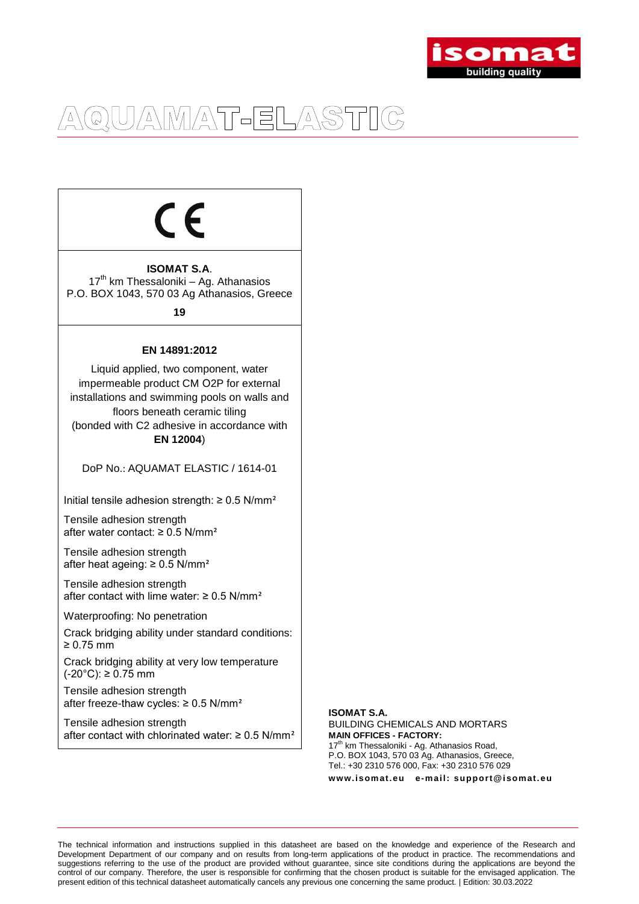# AQUAMAT-ELASTIC

CE

**ISOMAT S.A.**
17th km Thessaloniki – Ag. Athanasios
P.O. BOX 1043, 570 03 Ag Athanasios, Greece

**19**

**EN 14891:2012**

Liquid applied, two component, water impermeable product CM O2P for external installations and swimming pools on walls and floors beneath ceramic tiling (bonded with C2 adhesive in accordance with **EN 12004**)

DoP No.: AQUAMAT ELASTIC / 1614-01

Initial tensile adhesion strength: ≥ 0.5 N/mm²

Tensile adhesion strength after water contact: ≥ 0.5 N/mm²

Tensile adhesion strength after heat ageing: ≥ 0.5 N/mm²

Tensile adhesion strength after contact with lime water: ≥ 0.5 N/mm²

Waterproofing: No penetration

Crack bridging ability under standard conditions: ≥ 0.75 mm

Crack bridging ability at very low temperature (-20°C): ≥ 0.75 mm

Tensile adhesion strength after freeze-thaw cycles: ≥ 0.5 N/mm²

Tensile adhesion strength after contact with chlorinated water: ≥ 0.5 N/mm²

**ISOMAT S.A.**
BUILDING CHEMICALS AND MORTARS
**MAIN OFFICES - FACTORY:**
17th km Thessaloniki - Ag. Athanasios Road,
P.O. BOX 1043, 570 03 Ag. Athanasios, Greece,
Tel.: +30 2310 576 000, Fax: +30 2310 576 029
**www.isomat.eu e-mail: support@isomat.eu**

The technical information and instructions supplied in this datasheet are based on the knowledge and experience of the Research and Development Department of our company and on results from long-term applications of the product in practice. The recommendations and suggestions referring to the use of the product are provided without guarantee, since site conditions during the applications are beyond the control of our company. Therefore, the user is responsible for confirming that the chosen product is suitable for the envisaged application. The present edition of this technical datasheet automatically cancels any previous one concerning the same product. | Edition: 30.03.2022